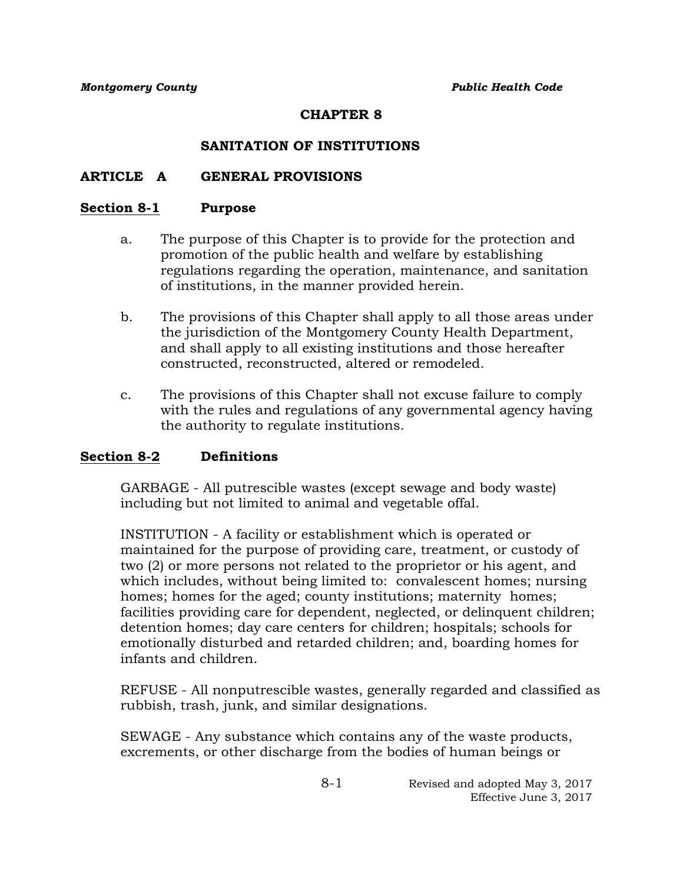# CHAPTER 8

## SANITATION OF INSTITUTIONS

### ARTICLE A GENERAL PROVISIONS

#### Section 8-1 Purpose

a. The purpose of this Chapter is to provide for the protection and promotion of the public health and welfare by establishing regulations regarding the operation, maintenance, and sanitation of institutions, in the manner provided herein.

b. The provisions of this Chapter shall apply to all those areas under the jurisdiction of the Montgomery County Health Department, and shall apply to all existing institutions and those hereafter constructed, reconstructed, altered or remodeled.

c. The provisions of this Chapter shall not excuse failure to comply with the rules and regulations of any governmental agency having the authority to regulate institutions.

#### Section 8-2 Definitions

GARBAGE - All putrescible wastes (except sewage and body waste) including but not limited to animal and vegetable offal.

INSTITUTION - A facility or establishment which is operated or maintained for the purpose of providing care, treatment, or custody of two (2) or more persons not related to the proprietor or his agent, and which includes, without being limited to: convalescent homes; nursing homes; homes for the aged; county institutions; maternity homes; facilities providing care for dependent, neglected, or delinquent children; detention homes; day care centers for children; hospitals; schools for emotionally disturbed and retarded children; and, boarding homes for infants and children.

REFUSE - All nonputrescible wastes, generally regarded and classified as rubbish, trash, junk, and similar designations.

SEWAGE - Any substance which contains any of the waste products, excrements, or other discharge from the bodies of human beings or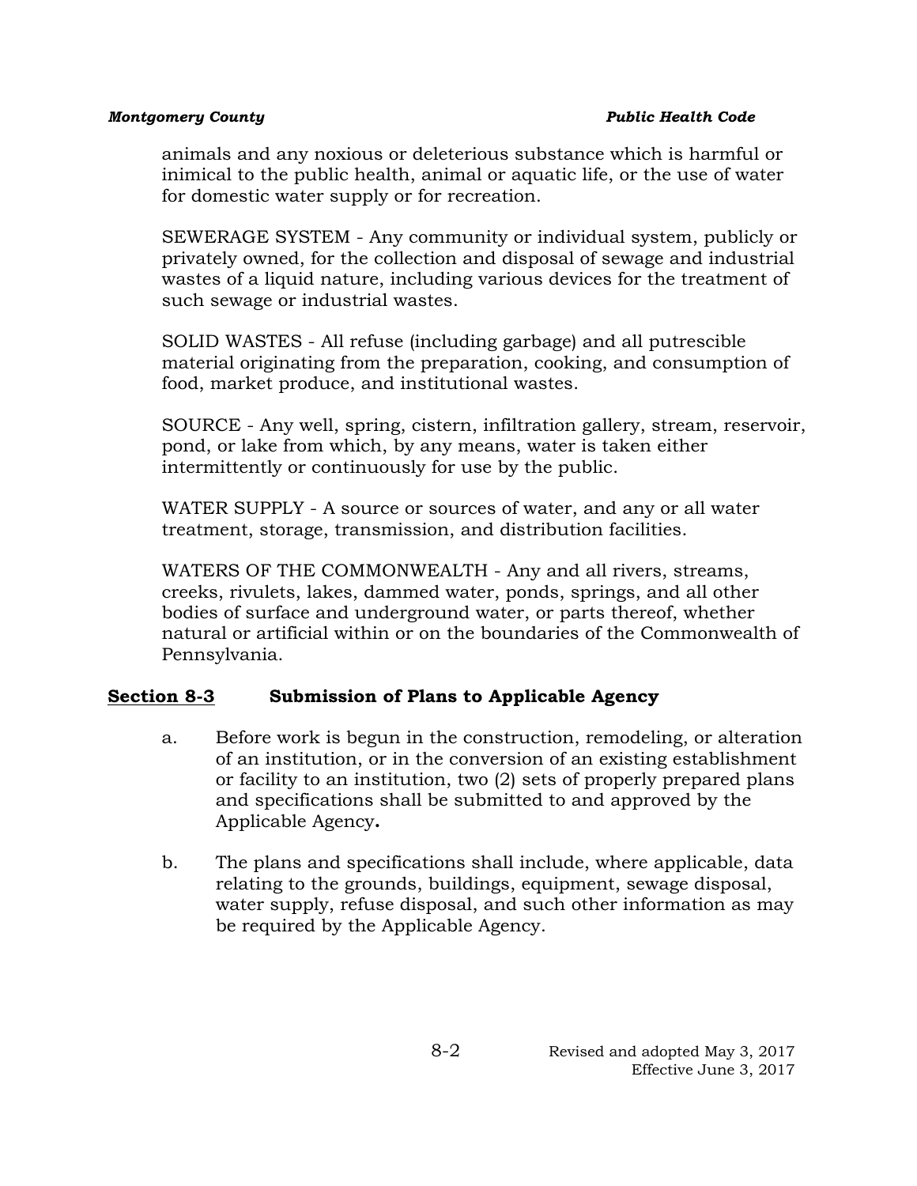animals and any noxious or deleterious substance which is harmful or inimical to the public health, animal or aquatic life, or the use of water for domestic water supply or for recreation.

SEWERAGE SYSTEM - Any community or individual system, publicly or privately owned, for the collection and disposal of sewage and industrial wastes of a liquid nature, including various devices for the treatment of such sewage or industrial wastes.

SOLID WASTES - All refuse (including garbage) and all putrescible material originating from the preparation, cooking, and consumption of food, market produce, and institutional wastes.

SOURCE - Any well, spring, cistern, infiltration gallery, stream, reservoir, pond, or lake from which, by any means, water is taken either intermittently or continuously for use by the public.

WATER SUPPLY - A source or sources of water, and any or all water treatment, storage, transmission, and distribution facilities.

WATERS OF THE COMMONWEALTH - Any and all rivers, streams, creeks, rivulets, lakes, dammed water, ponds, springs, and all other bodies of surface and underground water, or parts thereof, whether natural or artificial within or on the boundaries of the Commonwealth of Pennsylvania.

## Section 8-3 Submission of Plans to Applicable Agency

a. Before work is begun in the construction, remodeling, or alteration of an institution, or in the conversion of an existing establishment or facility to an institution, two (2) sets of properly prepared plans and specifications shall be submitted to and approved by the Applicable Agency.

b. The plans and specifications shall include, where applicable, data relating to the grounds, buildings, equipment, sewage disposal, water supply, refuse disposal, and such other information as may be required by the Applicable Agency.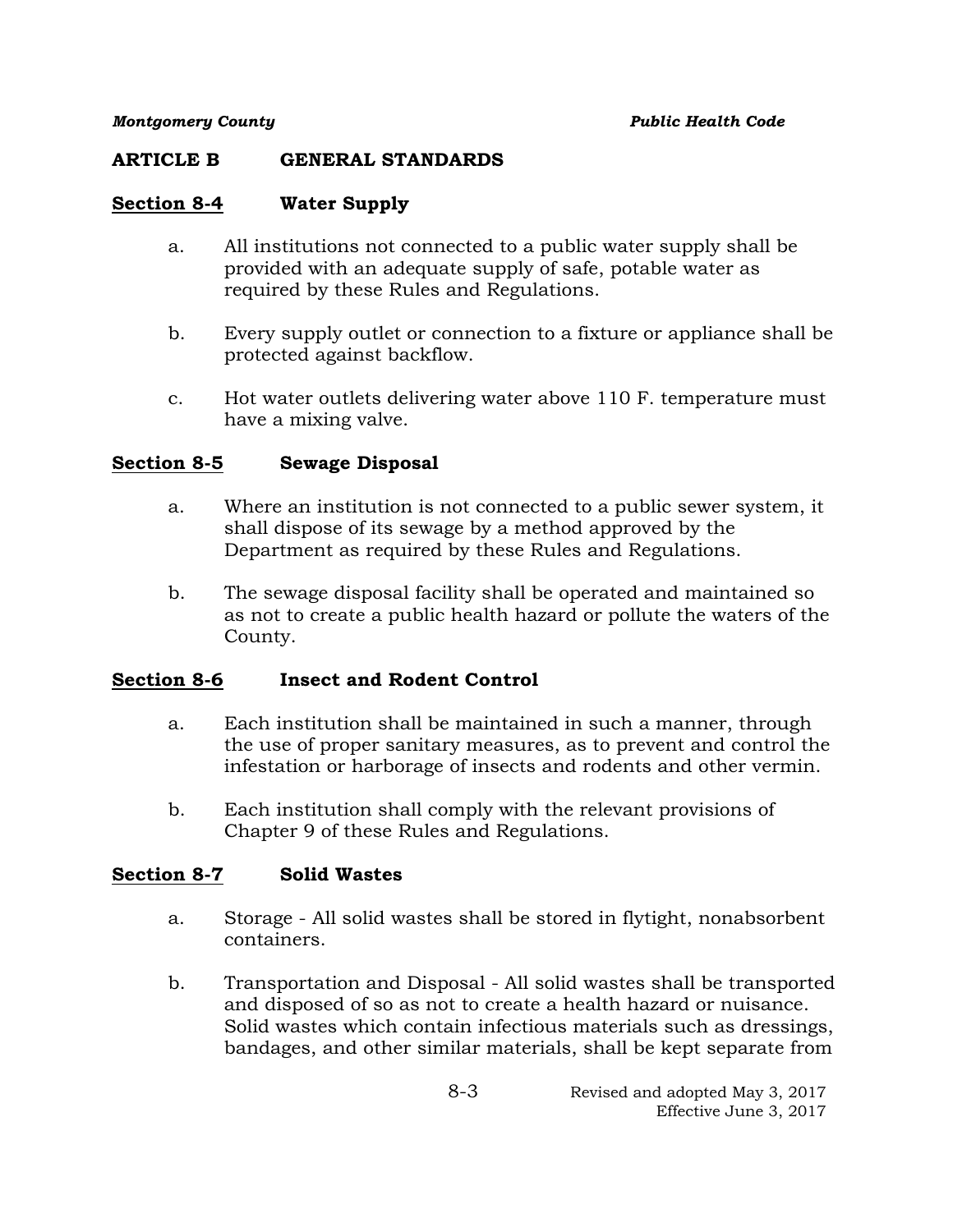## ARTICLE B GENERAL STANDARDS

### Section 8-4 Water Supply

a. All institutions not connected to a public water supply shall be provided with an adequate supply of safe, potable water as required by these Rules and Regulations.

b. Every supply outlet or connection to a fixture or appliance shall be protected against backflow.

c. Hot water outlets delivering water above 110 F. temperature must have a mixing valve.

### Section 8-5 Sewage Disposal

a. Where an institution is not connected to a public sewer system, it shall dispose of its sewage by a method approved by the Department as required by these Rules and Regulations.

b. The sewage disposal facility shall be operated and maintained so as not to create a public health hazard or pollute the waters of the County.

### Section 8-6 Insect and Rodent Control

a. Each institution shall be maintained in such a manner, through the use of proper sanitary measures, as to prevent and control the infestation or harborage of insects and rodents and other vermin.

b. Each institution shall comply with the relevant provisions of Chapter 9 of these Rules and Regulations.

### Section 8-7 Solid Wastes

a. Storage - All solid wastes shall be stored in flytight, nonabsorbent containers.

b. Transportation and Disposal - All solid wastes shall be transported and disposed of so as not to create a health hazard or nuisance. Solid wastes which contain infectious materials such as dressings, bandages, and other similar materials, shall be kept separate from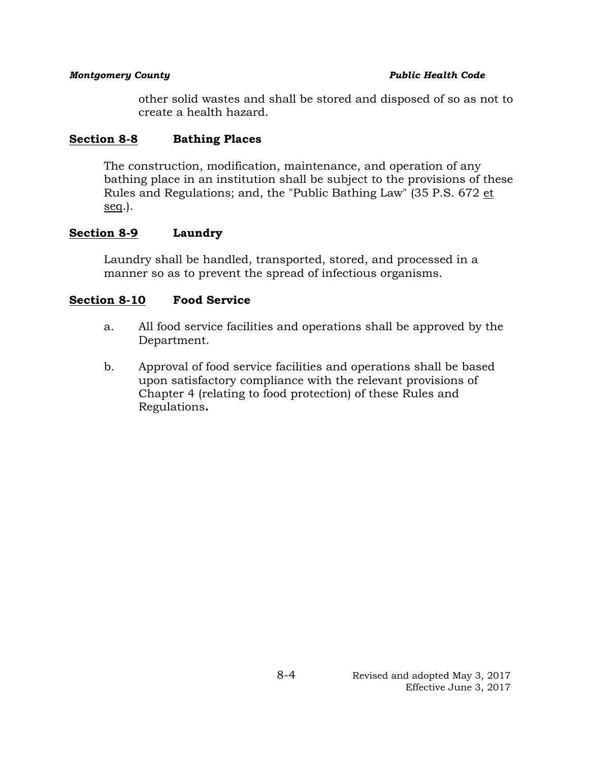other solid wastes and shall be stored and disposed of so as not to create a health hazard.

## Section 8-8 Bathing Places

The construction, modification, maintenance, and operation of any bathing place in an institution shall be subject to the provisions of these Rules and Regulations; and, the "Public Bathing Law" (35 P.S. 672 et seq.).

## Section 8-9 Laundry

Laundry shall be handled, transported, stored, and processed in a manner so as to prevent the spread of infectious organisms.

## Section 8-10 Food Service

a. All food service facilities and operations shall be approved by the Department.

b. Approval of food service facilities and operations shall be based upon satisfactory compliance with the relevant provisions of Chapter 4 (relating to food protection) of these Rules and Regulations.

Revised and adopted May 3, 2017
Effective June 3, 2017